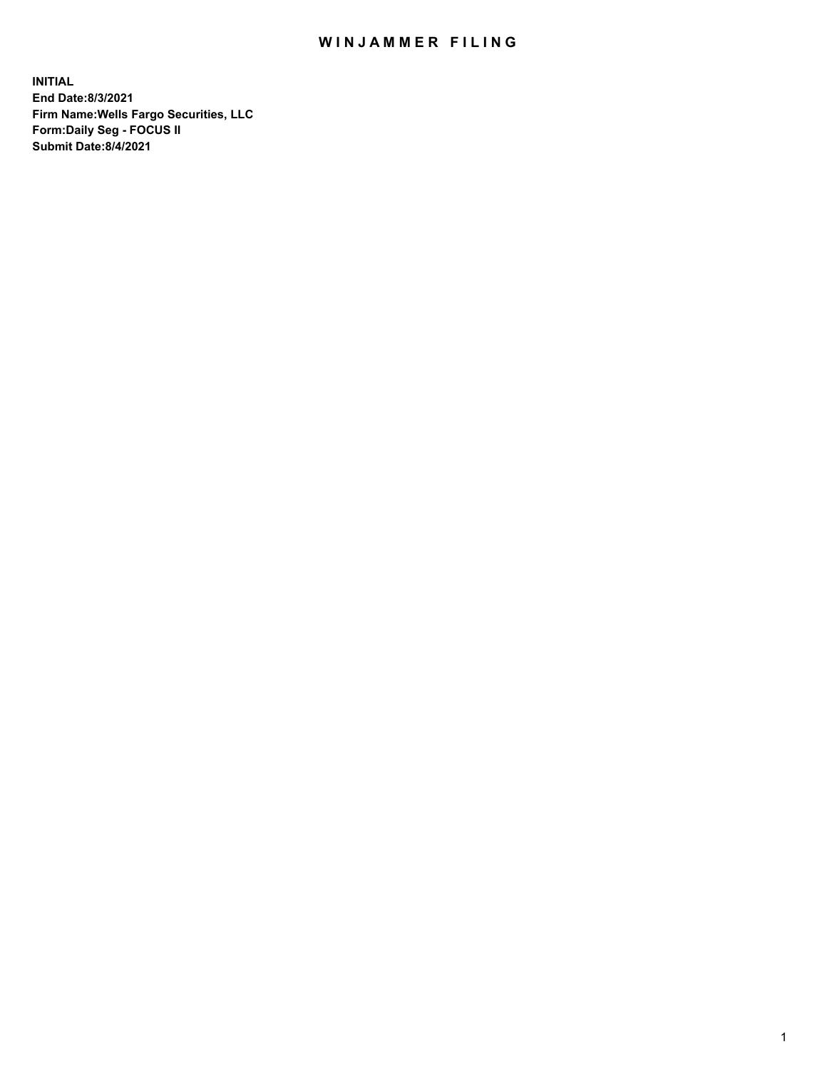# WINJAMMER FILING

**INITIAL**
**End Date:8/3/2021**
**Firm Name:Wells Fargo Securities, LLC**
**Form:Daily Seg - FOCUS II**
**Submit Date:8/4/2021**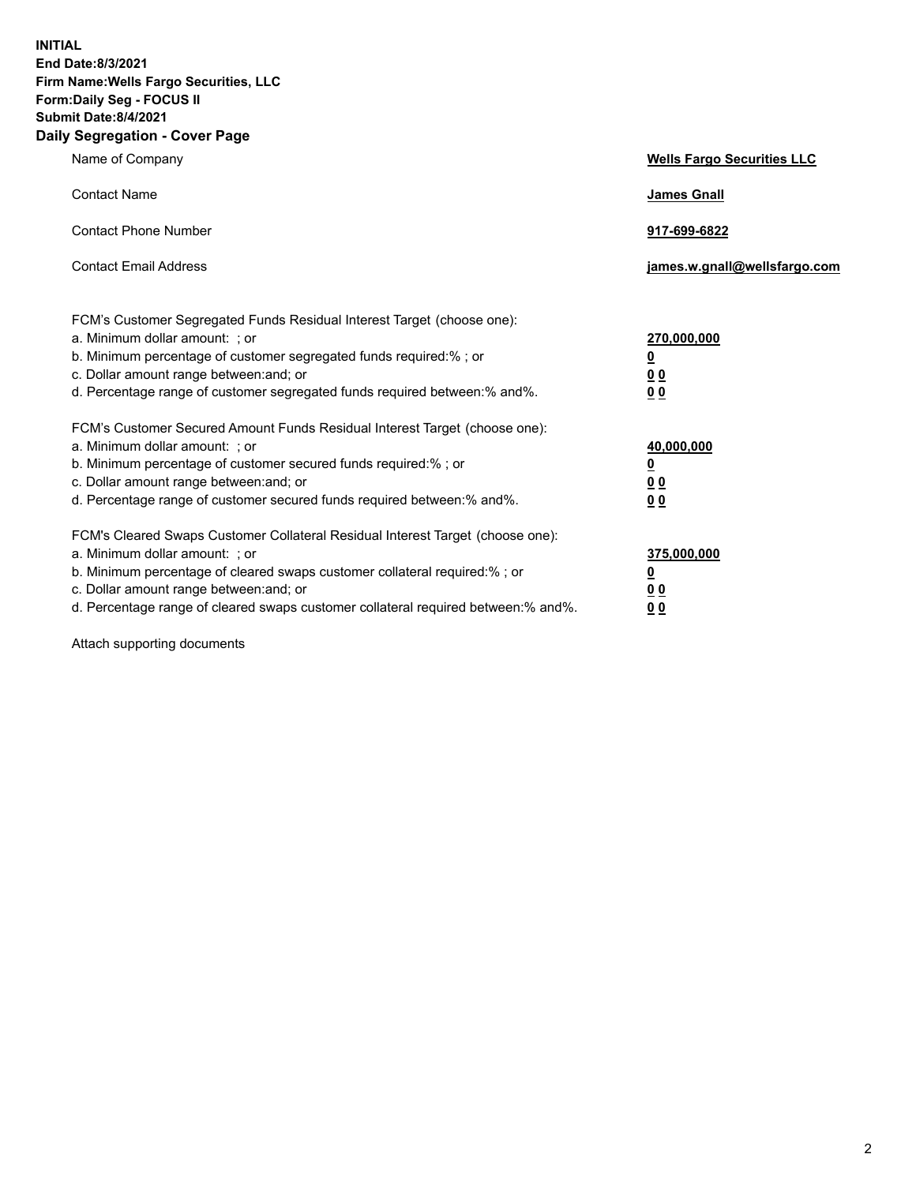**INITIAL**
**End Date:8/3/2021**
**Firm Name:Wells Fargo Securities, LLC**
**Form:Daily Seg - FOCUS II**
**Submit Date:8/4/2021**

## Daily Segregation - Cover Page

| | |
|---|---|
| Name of Company | **Wells Fargo Securities LLC** |
| Contact Name | **James Gnall** |
| Contact Phone Number | **917-699-6822** |
| Contact Email Address | **james.w.gnall@wellsfargo.com** |

FCM's Customer Segregated Funds Residual Interest Target (choose one):

| | |
|---|---|
| a. Minimum dollar amount: ; or | **270,000,000** |
| b. Minimum percentage of customer segregated funds required:% ; or | **0** |
| c. Dollar amount range between:and; or | **0 0** |
| d. Percentage range of customer segregated funds required between:% and%. | **0 0** |

FCM's Customer Secured Amount Funds Residual Interest Target (choose one):

| | |
|---|---|
| a. Minimum dollar amount: ; or | **40,000,000** |
| b. Minimum percentage of customer secured funds required:% ; or | **0** |
| c. Dollar amount range between:and; or | **0 0** |
| d. Percentage range of customer secured funds required between:% and%. | **0 0** |

FCM's Cleared Swaps Customer Collateral Residual Interest Target (choose one):

| | |
|---|---|
| a. Minimum dollar amount: ; or | **375,000,000** |
| b. Minimum percentage of cleared swaps customer collateral required:% ; or | **0** |
| c. Dollar amount range between:and; or | **0 0** |
| d. Percentage range of cleared swaps customer collateral required between:% and%. | **0 0** |

Attach supporting documents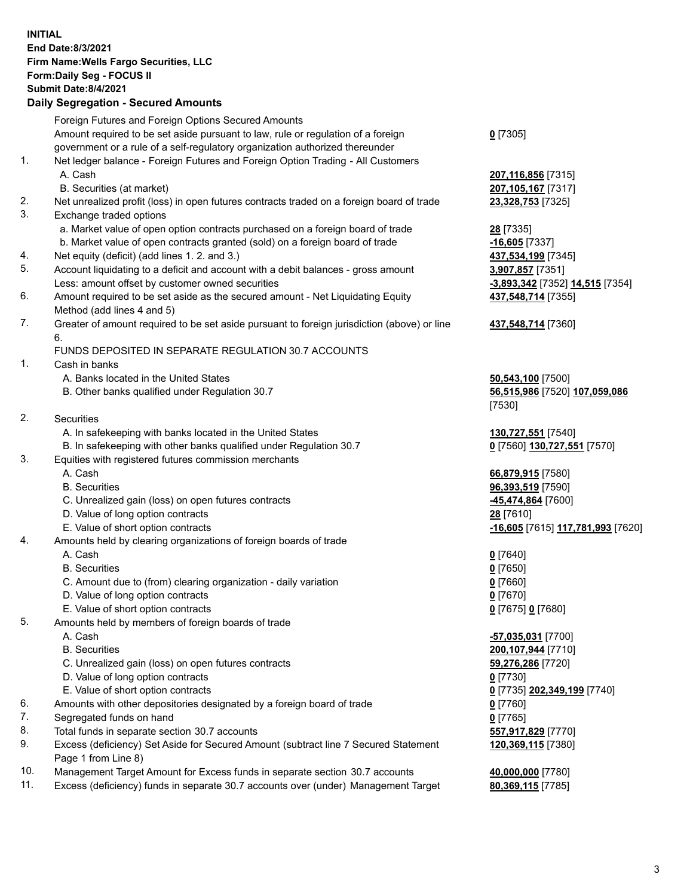**INITIAL**
**End Date:8/3/2021**
**Firm Name:Wells Fargo Securities, LLC**
**Form:Daily Seg - FOCUS II**
**Submit Date:8/4/2021**

## Daily Segregation - Secured Amounts

| | | |
|---|---|---|
| | Foreign Futures and Foreign Options Secured Amounts | |
| | Amount required to be set aside pursuant to law, rule or regulation of a foreign government or a rule of a self-regulatory organization authorized thereunder | **0** [7305] |
| 1. | Net ledger balance - Foreign Futures and Foreign Option Trading - All Customers | |
| | A. Cash | **207,116,856** [7315] |
| | B. Securities (at market) | **207,105,167** [7317] |
| 2. | Net unrealized profit (loss) in open futures contracts traded on a foreign board of trade | **23,328,753** [7325] |
| 3. | Exchange traded options | |
| | a. Market value of open option contracts purchased on a foreign board of trade | **28** [7335] |
| | b. Market value of open contracts granted (sold) on a foreign board of trade | **-16,605** [7337] |
| 4. | Net equity (deficit) (add lines 1. 2. and 3.) | **437,534,199** [7345] |
| 5. | Account liquidating to a deficit and account with a debit balances - gross amount | **3,907,857** [7351] |
| | Less: amount offset by customer owned securities | **-3,893,342** [7352] **14,515** [7354] |
| 6. | Amount required to be set aside as the secured amount - Net Liquidating Equity Method (add lines 4 and 5) | **437,548,714** [7355] |
| 7. | Greater of amount required to be set aside pursuant to foreign jurisdiction (above) or line 6. | **437,548,714** [7360] |
| | FUNDS DEPOSITED IN SEPARATE REGULATION 30.7 ACCOUNTS | |
| 1. | Cash in banks | |
| | A. Banks located in the United States | **50,543,100** [7500] |
| | B. Other banks qualified under Regulation 30.7 | **56,515,986** [7520] **107,059,086** [7530] |
| 2. | Securities | |
| | A. In safekeeping with banks located in the United States | **130,727,551** [7540] |
| | B. In safekeeping with other banks qualified under Regulation 30.7 | **0** [7560] **130,727,551** [7570] |
| 3. | Equities with registered futures commission merchants | |
| | A. Cash | **66,879,915** [7580] |
| | B. Securities | **96,393,519** [7590] |
| | C. Unrealized gain (loss) on open futures contracts | **-45,474,864** [7600] |
| | D. Value of long option contracts | **28** [7610] |
| | E. Value of short option contracts | **-16,605** [7615] **117,781,993** [7620] |
| 4. | Amounts held by clearing organizations of foreign boards of trade | |
| | A. Cash | **0** [7640] |
| | B. Securities | **0** [7650] |
| | C. Amount due to (from) clearing organization - daily variation | **0** [7660] |
| | D. Value of long option contracts | **0** [7670] |
| | E. Value of short option contracts | **0** [7675] **0** [7680] |
| 5. | Amounts held by members of foreign boards of trade | |
| | A. Cash | **-57,035,031** [7700] |
| | B. Securities | **200,107,944** [7710] |
| | C. Unrealized gain (loss) on open futures contracts | **59,276,286** [7720] |
| | D. Value of long option contracts | **0** [7730] |
| | E. Value of short option contracts | **0** [7735] **202,349,199** [7740] |
| 6. | Amounts with other depositories designated by a foreign board of trade | **0** [7760] |
| 7. | Segregated funds on hand | **0** [7765] |
| 8. | Total funds in separate section 30.7 accounts | **557,917,829** [7770] |
| 9. | Excess (deficiency) Set Aside for Secured Amount (subtract line 7 Secured Statement Page 1 from Line 8) | **120,369,115** [7380] |
| 10. | Management Target Amount for Excess funds in separate section 30.7 accounts | **40,000,000** [7780] |
| 11. | Excess (deficiency) funds in separate 30.7 accounts over (under) Management Target | **80,369,115** [7785] |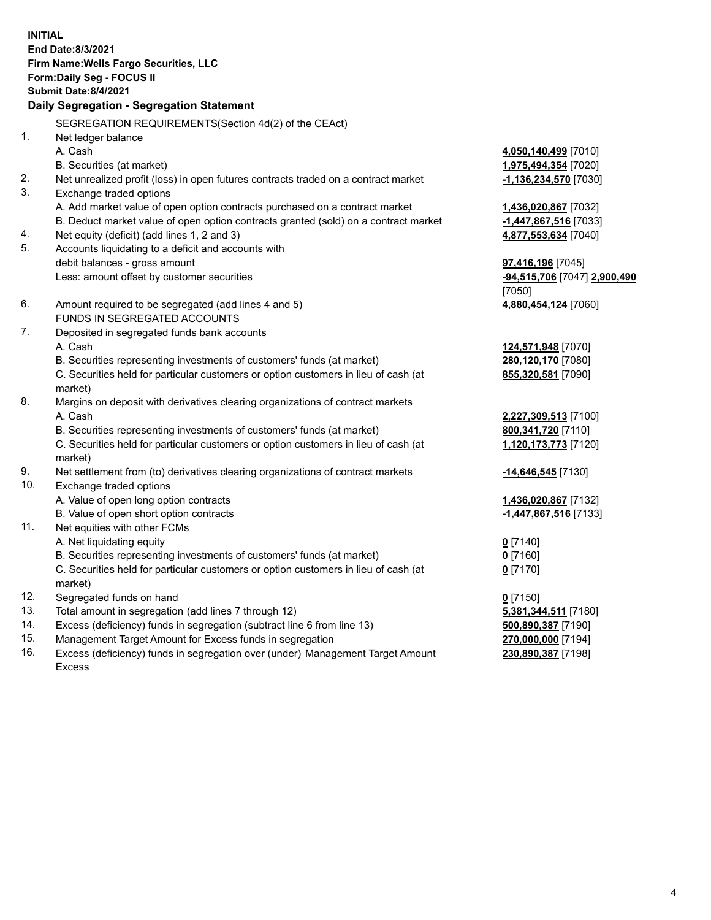**INITIAL**
**End Date:8/3/2021**
**Firm Name:Wells Fargo Securities, LLC**
**Form:Daily Seg - FOCUS II**
**Submit Date:8/4/2021**

## Daily Segregation - Segregation Statement

SEGREGATION REQUIREMENTS(Section 4d(2) of the CEAct)

| | | |
|---|---|---|
| 1. | Net ledger balance | |
| | A. Cash | **4,050,140,499** [7010] |
| | B. Securities (at market) | **1,975,494,354** [7020] |
| 2. | Net unrealized profit (loss) in open futures contracts traded on a contract market | **-1,136,234,570** [7030] |
| 3. | Exchange traded options | |
| | A. Add market value of open option contracts purchased on a contract market | **1,436,020,867** [7032] |
| | B. Deduct market value of open option contracts granted (sold) on a contract market | **-1,447,867,516** [7033] |
| 4. | Net equity (deficit) (add lines 1, 2 and 3) | **4,877,553,634** [7040] |
| 5. | Accounts liquidating to a deficit and accounts with debit balances - gross amount | **97,416,196** [7045] |
| | Less: amount offset by customer securities | **-94,515,706** [7047] **2,900,490** [7050] |
| 6. | Amount required to be segregated (add lines 4 and 5) | **4,880,454,124** [7060] |
| | FUNDS IN SEGREGATED ACCOUNTS | |
| 7. | Deposited in segregated funds bank accounts | |
| | A. Cash | **124,571,948** [7070] |
| | B. Securities representing investments of customers' funds (at market) | **280,120,170** [7080] |
| | C. Securities held for particular customers or option customers in lieu of cash (at market) | **855,320,581** [7090] |
| 8. | Margins on deposit with derivatives clearing organizations of contract markets | |
| | A. Cash | **2,227,309,513** [7100] |
| | B. Securities representing investments of customers' funds (at market) | **800,341,720** [7110] |
| | C. Securities held for particular customers or option customers in lieu of cash (at market) | **1,120,173,773** [7120] |
| 9. | Net settlement from (to) derivatives clearing organizations of contract markets | **-14,646,545** [7130] |
| 10. | Exchange traded options | |
| | A. Value of open long option contracts | **1,436,020,867** [7132] |
| | B. Value of open short option contracts | **-1,447,867,516** [7133] |
| 11. | Net equities with other FCMs | |
| | A. Net liquidating equity | **0** [7140] |
| | B. Securities representing investments of customers' funds (at market) | **0** [7160] |
| | C. Securities held for particular customers or option customers in lieu of cash (at market) | **0** [7170] |
| 12. | Segregated funds on hand | **0** [7150] |
| 13. | Total amount in segregation (add lines 7 through 12) | **5,381,344,511** [7180] |
| 14. | Excess (deficiency) funds in segregation (subtract line 6 from line 13) | **500,890,387** [7190] |
| 15. | Management Target Amount for Excess funds in segregation | **270,000,000** [7194] |
| 16. | Excess (deficiency) funds in segregation over (under) Management Target Amount Excess | **230,890,387** [7198] |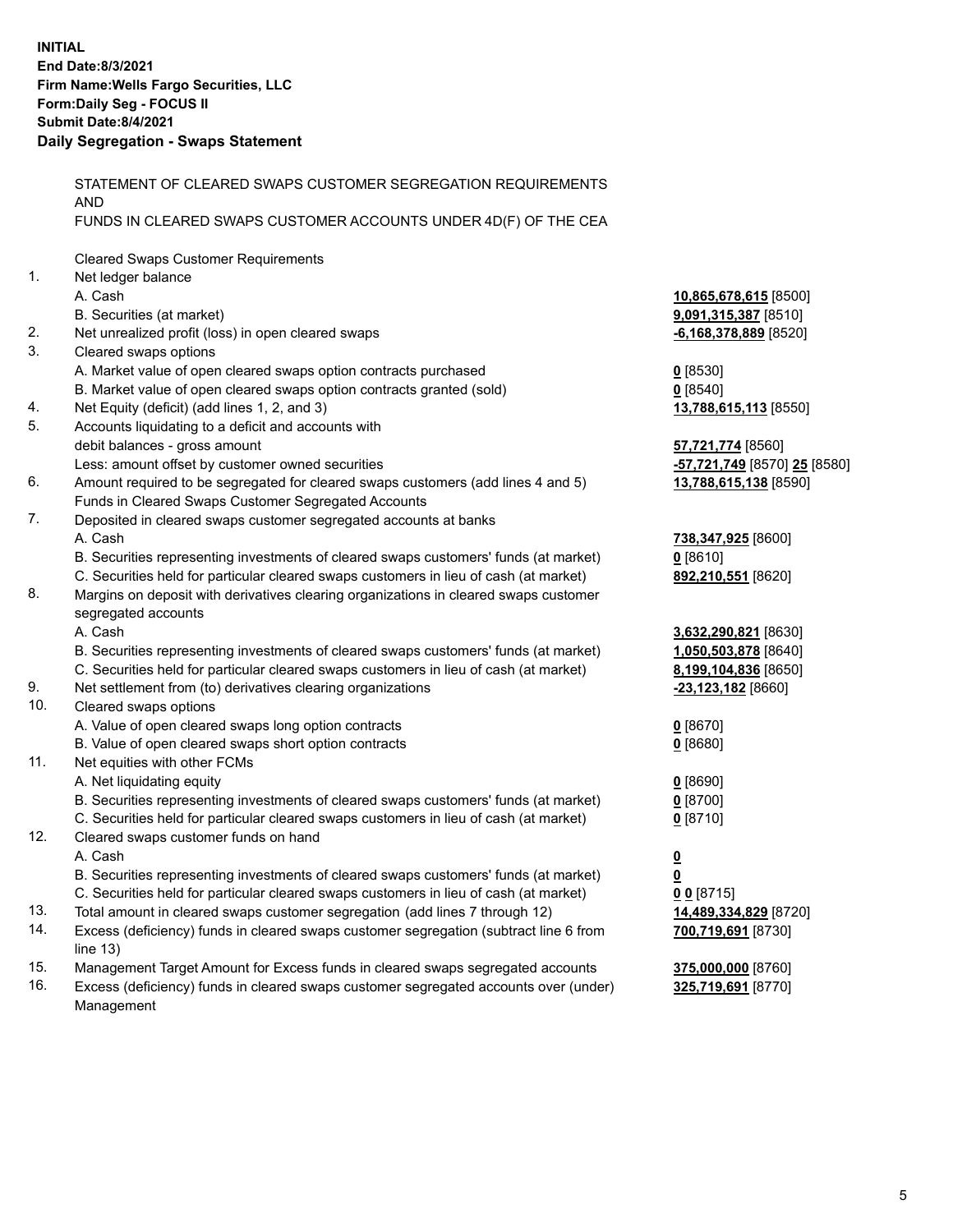**INITIAL**
**End Date:8/3/2021**
**Firm Name:Wells Fargo Securities, LLC**
**Form:Daily Seg - FOCUS II**
**Submit Date:8/4/2021**
**Daily Segregation - Swaps Statement**

STATEMENT OF CLEARED SWAPS CUSTOMER SEGREGATION REQUIREMENTS AND FUNDS IN CLEARED SWAPS CUSTOMER ACCOUNTS UNDER 4D(F) OF THE CEA

| | | |
|---|---|---|
| | Cleared Swaps Customer Requirements | |
| 1. | Net ledger balance | |
| | A. Cash | **10,865,678,615** [8500] |
| | B. Securities (at market) | **9,091,315,387** [8510] |
| 2. | Net unrealized profit (loss) in open cleared swaps | **-6,168,378,889** [8520] |
| 3. | Cleared swaps options | |
| | A. Market value of open cleared swaps option contracts purchased | **0** [8530] |
| | B. Market value of open cleared swaps option contracts granted (sold) | **0** [8540] |
| 4. | Net Equity (deficit) (add lines 1, 2, and 3) | **13,788,615,113** [8550] |
| 5. | Accounts liquidating to a deficit and accounts with debit balances - gross amount | **57,721,774** [8560] |
| | Less: amount offset by customer owned securities | **-57,721,749** [8570] **25** [8580] |
| 6. | Amount required to be segregated for cleared swaps customers (add lines 4 and 5) | **13,788,615,138** [8590] |
| | Funds in Cleared Swaps Customer Segregated Accounts | |
| 7. | Deposited in cleared swaps customer segregated accounts at banks | |
| | A. Cash | **738,347,925** [8600] |
| | B. Securities representing investments of cleared swaps customers' funds (at market) | **0** [8610] |
| | C. Securities held for particular cleared swaps customers in lieu of cash (at market) | **892,210,551** [8620] |
| 8. | Margins on deposit with derivatives clearing organizations in cleared swaps customer segregated accounts | |
| | A. Cash | **3,632,290,821** [8630] |
| | B. Securities representing investments of cleared swaps customers' funds (at market) | **1,050,503,878** [8640] |
| | C. Securities held for particular cleared swaps customers in lieu of cash (at market) | **8,199,104,836** [8650] |
| 9. | Net settlement from (to) derivatives clearing organizations | **-23,123,182** [8660] |
| 10. | Cleared swaps options | |
| | A. Value of open cleared swaps long option contracts | **0** [8670] |
| | B. Value of open cleared swaps short option contracts | **0** [8680] |
| 11. | Net equities with other FCMs | |
| | A. Net liquidating equity | **0** [8690] |
| | B. Securities representing investments of cleared swaps customers' funds (at market) | **0** [8700] |
| | C. Securities held for particular cleared swaps customers in lieu of cash (at market) | **0** [8710] |
| 12. | Cleared swaps customer funds on hand | |
| | A. Cash | **0** |
| | B. Securities representing investments of cleared swaps customers' funds (at market) | **0** |
| | C. Securities held for particular cleared swaps customers in lieu of cash (at market) | **0** **0** [8715] |
| 13. | Total amount in cleared swaps customer segregation (add lines 7 through 12) | **14,489,334,829** [8720] |
| 14. | Excess (deficiency) funds in cleared swaps customer segregation (subtract line 6 from line 13) | **700,719,691** [8730] |
| 15. | Management Target Amount for Excess funds in cleared swaps segregated accounts | **375,000,000** [8760] |
| 16. | Excess (deficiency) funds in cleared swaps customer segregated accounts over (under) Management | **325,719,691** [8770] |